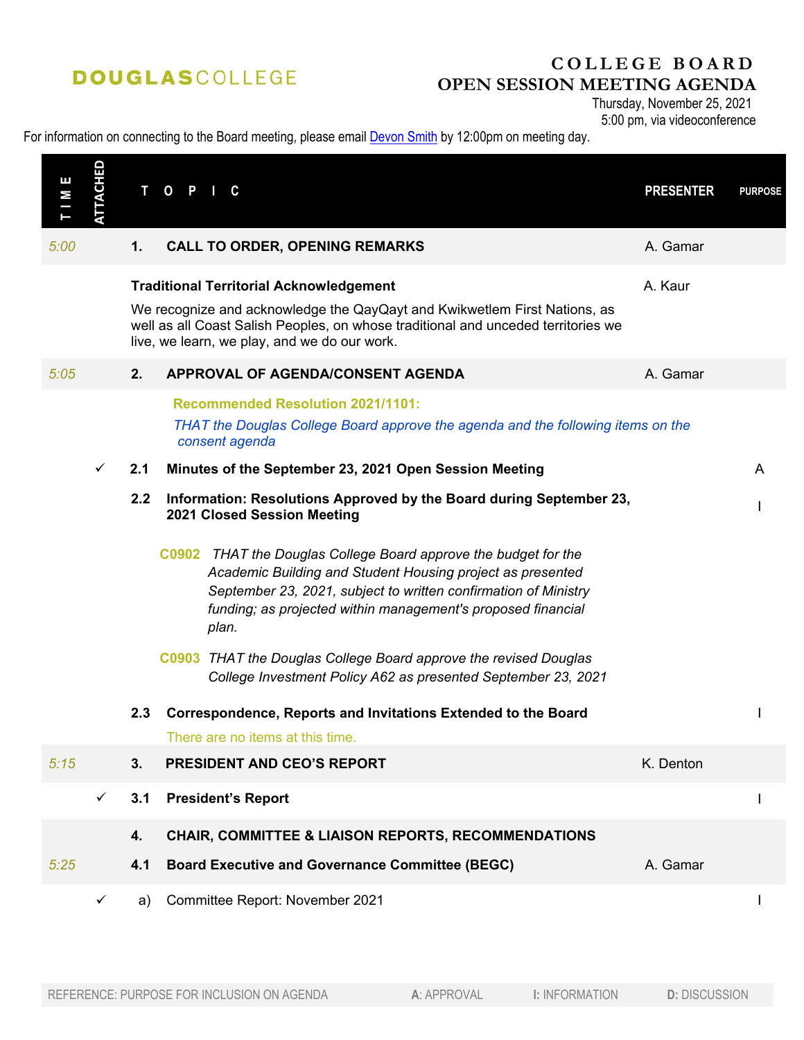**DOUGLAS**COLLEGE

# COLLEGE BOARD
## OPEN SESSION MEETING AGENDA

Thursday, November 25, 2021
5:00 pm, via videoconference

For information on connecting to the Board meeting, please email Devon Smith by 12:00pm on meeting day.

| TIME | ATTACHED | TOPIC | | PRESENTER | PURPOSE |
|---|---|---|---|---|---|
| *5:00* | | **1.** | **CALL TO ORDER, OPENING REMARKS** | A. Gamar | |
| | | | **Traditional Territorial Acknowledgement**<br>We recognize and acknowledge the QayQayt and Kwikwetlem First Nations, as well as all Coast Salish Peoples, on whose traditional and unceded territories we live, we learn, we play, and we do our work. | A. Kaur | |
| *5:05* | | **2.** | **APPROVAL OF AGENDA/CONSENT AGENDA** | A. Gamar | |
| | | | **Recommended Resolution 2021/1101:**<br>*THAT the Douglas College Board approve the agenda and the following items on the consent agenda* | | |
| | ✓ | **2.1** | **Minutes of the September 23, 2021 Open Session Meeting** | | A |
| | | **2.2** | **Information: Resolutions Approved by the Board during September 23, 2021 Closed Session Meeting** | | I |
| | | | **C0902** *THAT the Douglas College Board approve the budget for the Academic Building and Student Housing project as presented September 23, 2021, subject to written confirmation of Ministry funding; as projected within management's proposed financial plan.*<br><br>**C0903** *THAT the Douglas College Board approve the revised Douglas College Investment Policy A62 as presented September 23, 2021* | | |
| | | **2.3** | **Correspondence, Reports and Invitations Extended to the Board**<br>There are no items at this time. | | I |
| *5:15* | | **3.** | **PRESIDENT AND CEO'S REPORT** | K. Denton | |
| | ✓ | **3.1** | **President's Report** | | I |
| | | **4.** | **CHAIR, COMMITTEE & LIAISON REPORTS, RECOMMENDATIONS** | | |
| *5:25* | | **4.1** | **Board Executive and Governance Committee (BEGC)** | A. Gamar | |
| | ✓ | a) | Committee Report: November 2021 | | I |

REFERENCE: PURPOSE FOR INCLUSION ON AGENDA | **A**: APPROVAL | **I**: INFORMATION | **D**: DISCUSSION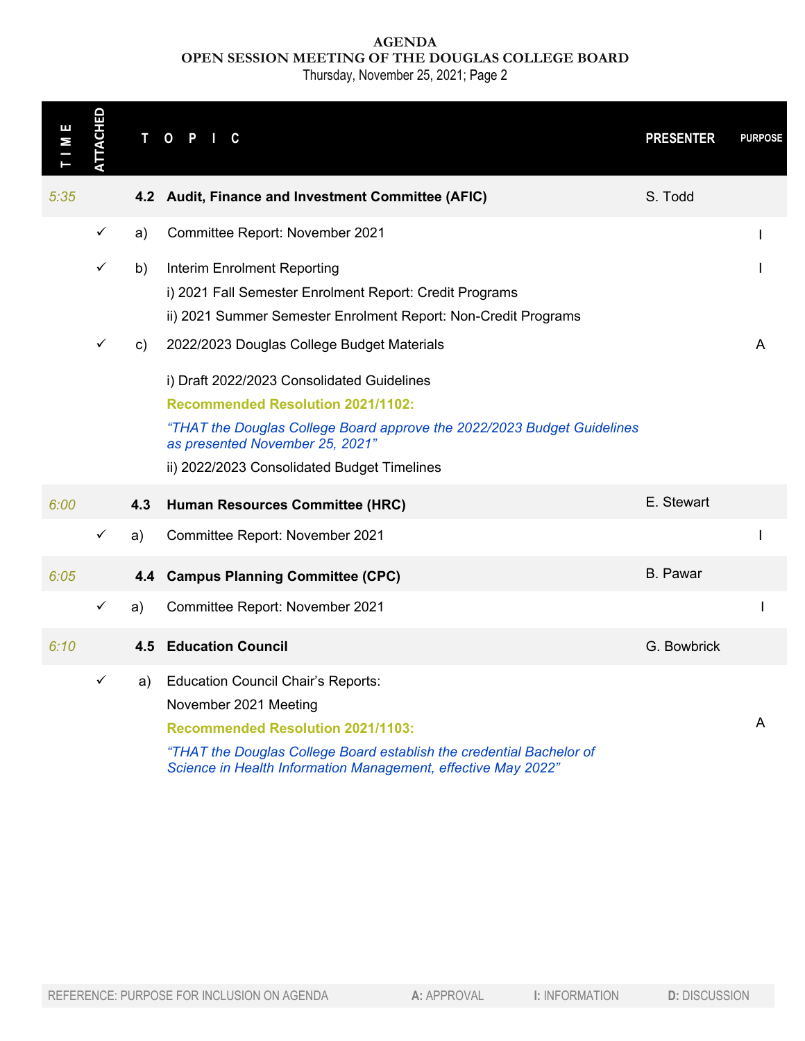**AGENDA**
**OPEN SESSION MEETING OF THE DOUGLAS COLLEGE BOARD**
Thursday, November 25, 2021; Page 2

| TIME | ATTACHED | TOPIC | | PRESENTER | PURPOSE |
|---|---|---|---|---|---|
| *5:35* | | **4.2** | **Audit, Finance and Investment Committee (AFIC)** | S. Todd | |
| | ✓ | a) | Committee Report: November 2021 | | I |
| | ✓ | b) | Interim Enrolment Reporting<br>i) 2021 Fall Semester Enrolment Report: Credit Programs<br>ii) 2021 Summer Semester Enrolment Report: Non-Credit Programs | | I |
| | ✓ | c) | 2022/2023 Douglas College Budget Materials<br>i) Draft 2022/2023 Consolidated Guidelines<br>**Recommended Resolution 2021/1102:**<br>*"THAT the Douglas College Board approve the 2022/2023 Budget Guidelines as presented November 25, 2021"*<br>ii) 2022/2023 Consolidated Budget Timelines | | A |
| *6:00* | | **4.3** | **Human Resources Committee (HRC)** | E. Stewart | |
| | ✓ | a) | Committee Report: November 2021 | | I |
| *6:05* | | **4.4** | **Campus Planning Committee (CPC)** | B. Pawar | |
| | ✓ | a) | Committee Report: November 2021 | | I |
| *6:10* | | **4.5** | **Education Council** | G. Bowbrick | |
| | ✓ | a) | Education Council Chair's Reports:<br>November 2021 Meeting<br>**Recommended Resolution 2021/1103:**<br>*"THAT the Douglas College Board establish the credential Bachelor of Science in Health Information Management, effective May 2022"* | | A |

REFERENCE: PURPOSE FOR INCLUSION ON AGENDA — **A:** APPROVAL — **I:** INFORMATION — **D:** DISCUSSION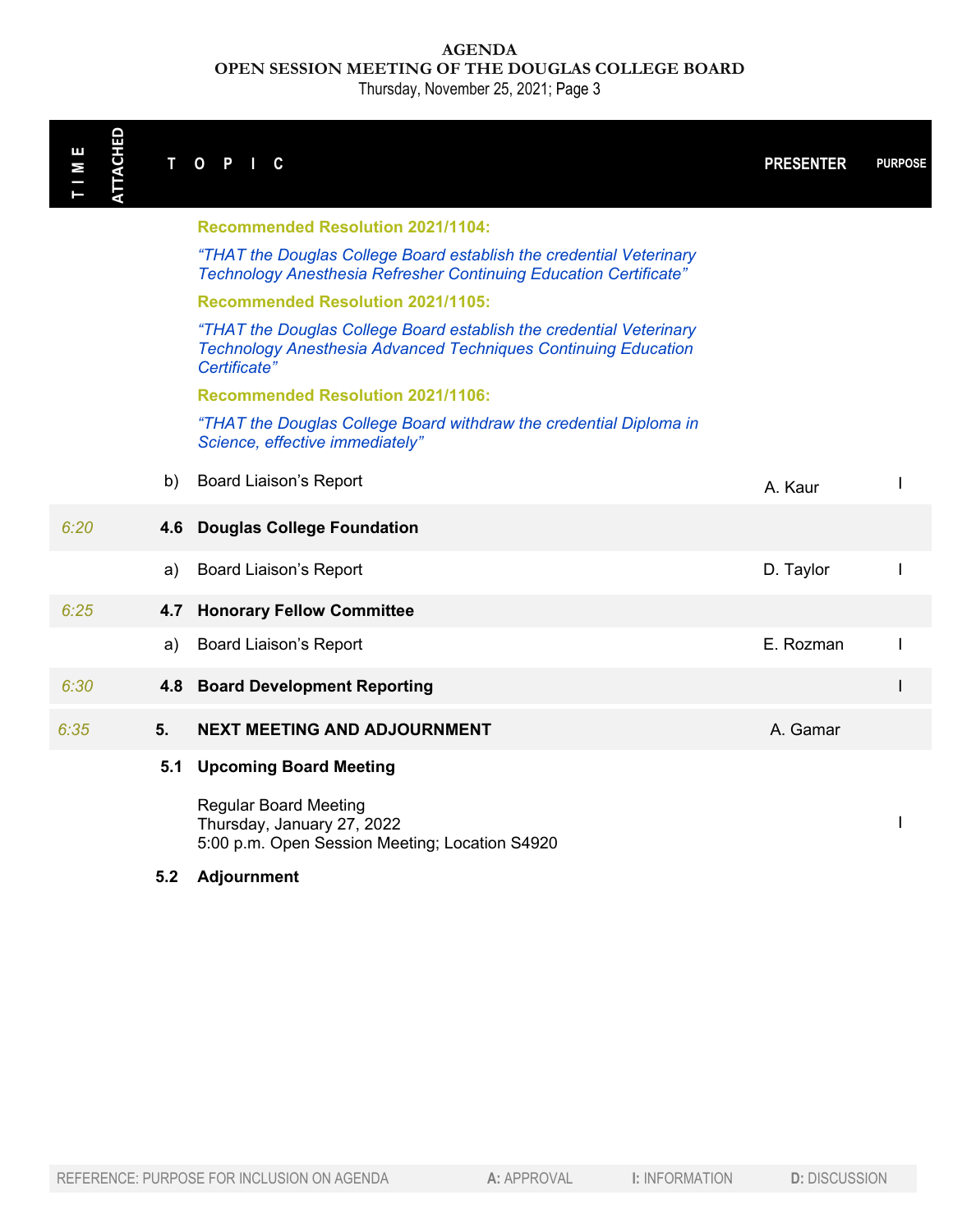**AGENDA**
**OPEN SESSION MEETING OF THE DOUGLAS COLLEGE BOARD**
Thursday, November 25, 2021; Page 3

| TIME | ATTACHED | | TOPIC | PRESENTER | PURPOSE |
|---|---|---|---|---|---|
| | | | **Recommended Resolution 2021/1104:** *"THAT the Douglas College Board establish the credential Veterinary Technology Anesthesia Refresher Continuing Education Certificate"* **Recommended Resolution 2021/1105:** *"THAT the Douglas College Board establish the credential Veterinary Technology Anesthesia Advanced Techniques Continuing Education Certificate"* **Recommended Resolution 2021/1106:** *"THAT the Douglas College Board withdraw the credential Diploma in Science, effective immediately"* | | |
| | | b) | Board Liaison's Report | A. Kaur | I |
| *6:20* | | **4.6** | **Douglas College Foundation** | | |
| | | a) | Board Liaison's Report | D. Taylor | I |
| *6:25* | | **4.7** | **Honorary Fellow Committee** | | |
| | | a) | Board Liaison's Report | E. Rozman | I |
| *6:30* | | **4.8** | **Board Development Reporting** | | I |
| *6:35* | | **5.** | **NEXT MEETING AND ADJOURNMENT** | A. Gamar | |
| | | **5.1** | **Upcoming Board Meeting** Regular Board Meeting Thursday, January 27, 2022 5:00 p.m. Open Session Meeting; Location S4920 | | I |
| | | **5.2** | **Adjournment** | | |

REFERENCE: PURPOSE FOR INCLUSION ON AGENDA — **A:** APPROVAL — **I:** INFORMATION — **D:** DISCUSSION